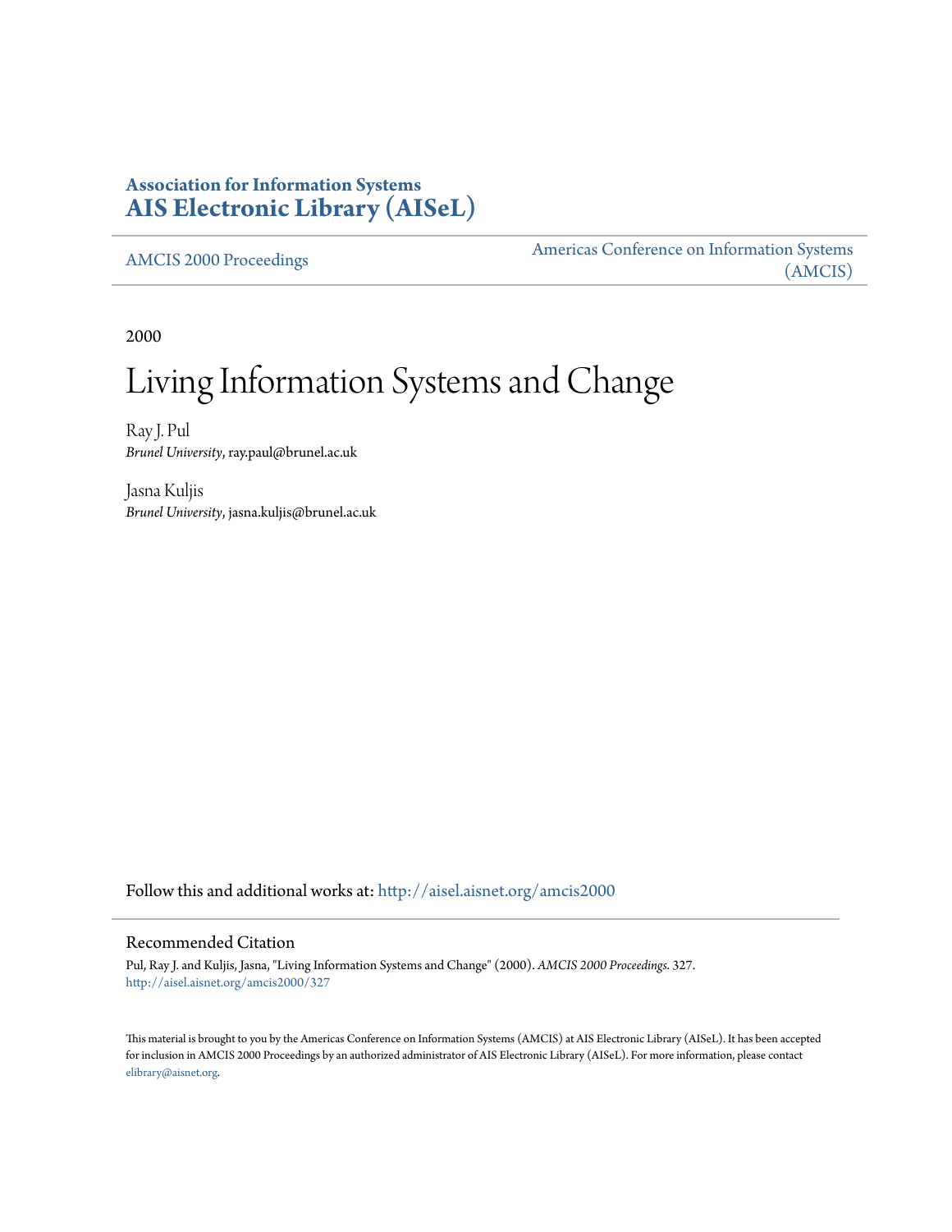**Association for Information Systems**
**AIS Electronic Library (AISeL)**

AMCIS 2000 Proceedings

Americas Conference on Information Systems (AMCIS)

2000

# Living Information Systems and Change

Ray J. Pul
*Brunel University*, ray.paul@brunel.ac.uk

Jasna Kuljis
*Brunel University*, jasna.kuljis@brunel.ac.uk

Follow this and additional works at: http://aisel.aisnet.org/amcis2000

## Recommended Citation

Pul, Ray J. and Kuljis, Jasna, "Living Information Systems and Change" (2000). *AMCIS 2000 Proceedings*. 327.
http://aisel.aisnet.org/amcis2000/327

This material is brought to you by the Americas Conference on Information Systems (AMCIS) at AIS Electronic Library (AISeL). It has been accepted for inclusion in AMCIS 2000 Proceedings by an authorized administrator of AIS Electronic Library (AISeL). For more information, please contact elibrary@aisnet.org.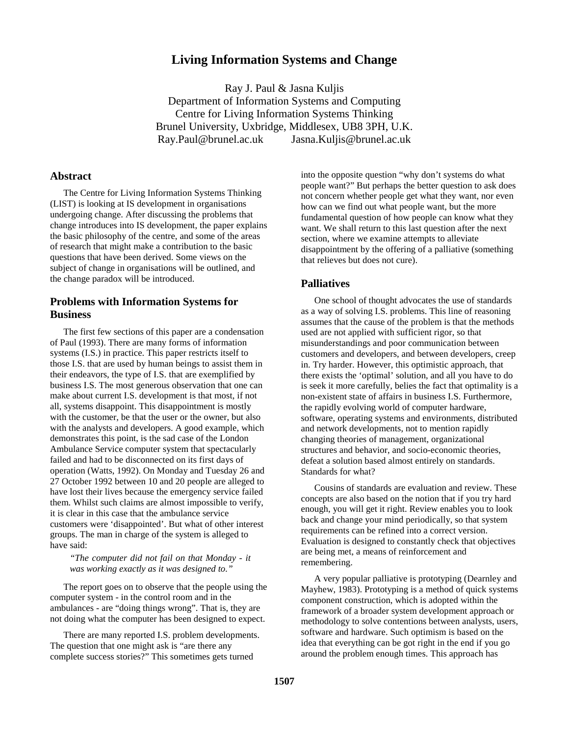# Living Information Systems and Change

Ray J. Paul & Jasna Kuljis
Department of Information Systems and Computing
Centre for Living Information Systems Thinking
Brunel University, Uxbridge, Middlesex, UB8 3PH, U.K.
Ray.Paul@brunel.ac.uk Jasna.Kuljis@brunel.ac.uk

## Abstract

The Centre for Living Information Systems Thinking (LIST) is looking at IS development in organisations undergoing change. After discussing the problems that change introduces into IS development, the paper explains the basic philosophy of the centre, and some of the areas of research that might make a contribution to the basic questions that have been derived. Some views on the subject of change in organisations will be outlined, and the change paradox will be introduced.

## Problems with Information Systems for Business

The first few sections of this paper are a condensation of Paul (1993). There are many forms of information systems (I.S.) in practice. This paper restricts itself to those I.S. that are used by human beings to assist them in their endeavors, the type of I.S. that are exemplified by business I.S. The most generous observation that one can make about current I.S. development is that most, if not all, systems disappoint. This disappointment is mostly with the customer, be that the user or the owner, but also with the analysts and developers. A good example, which demonstrates this point, is the sad case of the London Ambulance Service computer system that spectacularly failed and had to be disconnected on its first days of operation (Watts, 1992). On Monday and Tuesday 26 and 27 October 1992 between 10 and 20 people are alleged to have lost their lives because the emergency service failed them. Whilst such claims are almost impossible to verify, it is clear in this case that the ambulance service customers were 'disappointed'. But what of other interest groups. The man in charge of the system is alleged to have said:

> *"The computer did not fail on that Monday - it was working exactly as it was designed to."*

The report goes on to observe that the people using the computer system - in the control room and in the ambulances - are "doing things wrong". That is, they are not doing what the computer has been designed to expect.

There are many reported I.S. problem developments. The question that one might ask is "are there any complete success stories?" This sometimes gets turned into the opposite question "why don't systems do what people want?" But perhaps the better question to ask does not concern whether people get what they want, nor even how can we find out what people want, but the more fundamental question of how people can know what they want. We shall return to this last question after the next section, where we examine attempts to alleviate disappointment by the offering of a palliative (something that relieves but does not cure).

## Palliatives

One school of thought advocates the use of standards as a way of solving I.S. problems. This line of reasoning assumes that the cause of the problem is that the methods used are not applied with sufficient rigor, so that misunderstandings and poor communication between customers and developers, and between developers, creep in. Try harder. However, this optimistic approach, that there exists the 'optimal' solution, and all you have to do is seek it more carefully, belies the fact that optimality is a non-existent state of affairs in business I.S. Furthermore, the rapidly evolving world of computer hardware, software, operating systems and environments, distributed and network developments, not to mention rapidly changing theories of management, organizational structures and behavior, and socio-economic theories, defeat a solution based almost entirely on standards. Standards for what?

Cousins of standards are evaluation and review. These concepts are also based on the notion that if you try hard enough, you will get it right. Review enables you to look back and change your mind periodically, so that system requirements can be refined into a correct version. Evaluation is designed to constantly check that objectives are being met, a means of reinforcement and remembering.

A very popular palliative is prototyping (Dearnley and Mayhew, 1983). Prototyping is a method of quick systems component construction, which is adopted within the framework of a broader system development approach or methodology to solve contentions between analysts, users, software and hardware. Such optimism is based on the idea that everything can be got right in the end if you go around the problem enough times. This approach has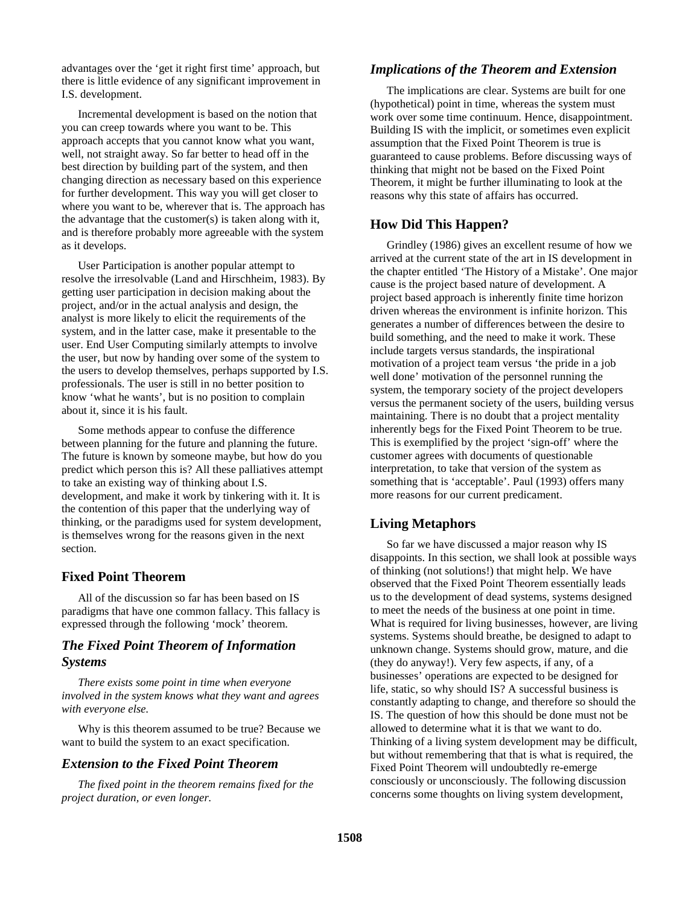advantages over the 'get it right first time' approach, but there is little evidence of any significant improvement in I.S. development.

Incremental development is based on the notion that you can creep towards where you want to be. This approach accepts that you cannot know what you want, well, not straight away. So far better to head off in the best direction by building part of the system, and then changing direction as necessary based on this experience for further development. This way you will get closer to where you want to be, wherever that is. The approach has the advantage that the customer(s) is taken along with it, and is therefore probably more agreeable with the system as it develops.

User Participation is another popular attempt to resolve the irresolvable (Land and Hirschheim, 1983). By getting user participation in decision making about the project, and/or in the actual analysis and design, the analyst is more likely to elicit the requirements of the system, and in the latter case, make it presentable to the user. End User Computing similarly attempts to involve the user, but now by handing over some of the system to the users to develop themselves, perhaps supported by I.S. professionals. The user is still in no better position to know 'what he wants', but is no position to complain about it, since it is his fault.

Some methods appear to confuse the difference between planning for the future and planning the future. The future is known by someone maybe, but how do you predict which person this is? All these palliatives attempt to take an existing way of thinking about I.S. development, and make it work by tinkering with it. It is the contention of this paper that the underlying way of thinking, or the paradigms used for system development, is themselves wrong for the reasons given in the next section.

## Fixed Point Theorem

All of the discussion so far has been based on IS paradigms that have one common fallacy. This fallacy is expressed through the following 'mock' theorem.

### *The Fixed Point Theorem of Information Systems*

*There exists some point in time when everyone involved in the system knows what they want and agrees with everyone else.*

Why is this theorem assumed to be true? Because we want to build the system to an exact specification.

### *Extension to the Fixed Point Theorem*

*The fixed point in the theorem remains fixed for the project duration, or even longer.*

### *Implications of the Theorem and Extension*

The implications are clear. Systems are built for one (hypothetical) point in time, whereas the system must work over some time continuum. Hence, disappointment. Building IS with the implicit, or sometimes even explicit assumption that the Fixed Point Theorem is true is guaranteed to cause problems. Before discussing ways of thinking that might not be based on the Fixed Point Theorem, it might be further illuminating to look at the reasons why this state of affairs has occurred.

## How Did This Happen?

Grindley (1986) gives an excellent resume of how we arrived at the current state of the art in IS development in the chapter entitled 'The History of a Mistake'. One major cause is the project based nature of development. A project based approach is inherently finite time horizon driven whereas the environment is infinite horizon. This generates a number of differences between the desire to build something, and the need to make it work. These include targets versus standards, the inspirational motivation of a project team versus 'the pride in a job well done' motivation of the personnel running the system, the temporary society of the project developers versus the permanent society of the users, building versus maintaining. There is no doubt that a project mentality inherently begs for the Fixed Point Theorem to be true. This is exemplified by the project 'sign-off' where the customer agrees with documents of questionable interpretation, to take that version of the system as something that is 'acceptable'. Paul (1993) offers many more reasons for our current predicament.

## Living Metaphors

So far we have discussed a major reason why IS disappoints. In this section, we shall look at possible ways of thinking (not solutions!) that might help. We have observed that the Fixed Point Theorem essentially leads us to the development of dead systems, systems designed to meet the needs of the business at one point in time. What is required for living businesses, however, are living systems. Systems should breathe, be designed to adapt to unknown change. Systems should grow, mature, and die (they do anyway!). Very few aspects, if any, of a businesses' operations are expected to be designed for life, static, so why should IS? A successful business is constantly adapting to change, and therefore so should the IS. The question of how this should be done must not be allowed to determine what it is that we want to do. Thinking of a living system development may be difficult, but without remembering that that is what is required, the Fixed Point Theorem will undoubtedly re-emerge consciously or unconsciously. The following discussion concerns some thoughts on living system development,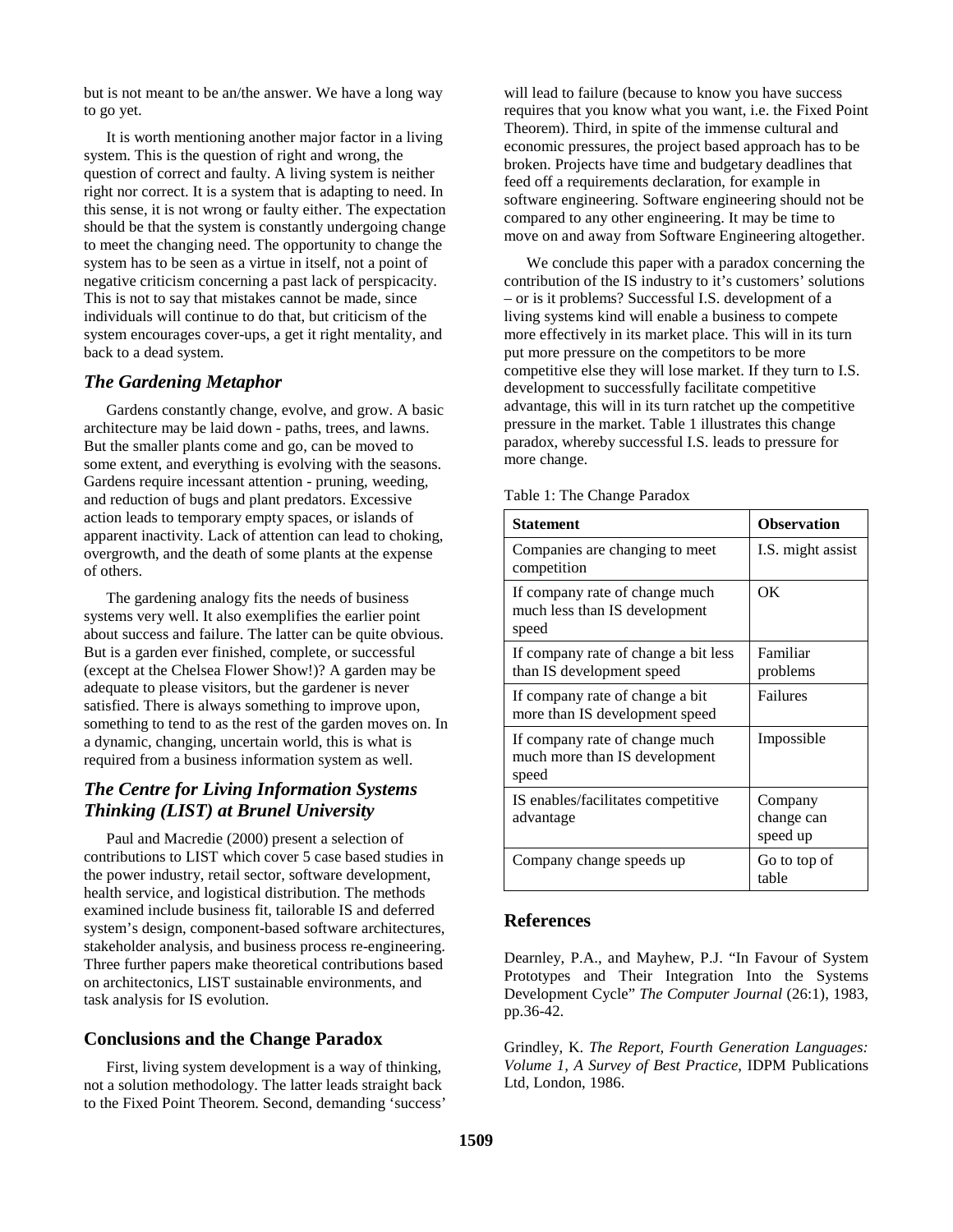but is not meant to be an/the answer. We have a long way to go yet.

It is worth mentioning another major factor in a living system. This is the question of right and wrong, the question of correct and faulty. A living system is neither right nor correct. It is a system that is adapting to need. In this sense, it is not wrong or faulty either. The expectation should be that the system is constantly undergoing change to meet the changing need. The opportunity to change the system has to be seen as a virtue in itself, not a point of negative criticism concerning a past lack of perspicacity. This is not to say that mistakes cannot be made, since individuals will continue to do that, but criticism of the system encourages cover-ups, a get it right mentality, and back to a dead system.

### *The Gardening Metaphor*

Gardens constantly change, evolve, and grow. A basic architecture may be laid down - paths, trees, and lawns. But the smaller plants come and go, can be moved to some extent, and everything is evolving with the seasons. Gardens require incessant attention - pruning, weeding, and reduction of bugs and plant predators. Excessive action leads to temporary empty spaces, or islands of apparent inactivity. Lack of attention can lead to choking, overgrowth, and the death of some plants at the expense of others.

The gardening analogy fits the needs of business systems very well. It also exemplifies the earlier point about success and failure. The latter can be quite obvious. But is a garden ever finished, complete, or successful (except at the Chelsea Flower Show!)? A garden may be adequate to please visitors, but the gardener is never satisfied. There is always something to improve upon, something to tend to as the rest of the garden moves on. In a dynamic, changing, uncertain world, this is what is required from a business information system as well.

### *The Centre for Living Information Systems Thinking (LIST) at Brunel University*

Paul and Macredie (2000) present a selection of contributions to LIST which cover 5 case based studies in the power industry, retail sector, software development, health service, and logistical distribution. The methods examined include business fit, tailorable IS and deferred system's design, component-based software architectures, stakeholder analysis, and business process re-engineering. Three further papers make theoretical contributions based on architectonics, LIST sustainable environments, and task analysis for IS evolution.

## Conclusions and the Change Paradox

First, living system development is a way of thinking, not a solution methodology. The latter leads straight back to the Fixed Point Theorem. Second, demanding 'success' will lead to failure (because to know you have success requires that you know what you want, i.e. the Fixed Point Theorem). Third, in spite of the immense cultural and economic pressures, the project based approach has to be broken. Projects have time and budgetary deadlines that feed off a requirements declaration, for example in software engineering. Software engineering should not be compared to any other engineering. It may be time to move on and away from Software Engineering altogether.

We conclude this paper with a paradox concerning the contribution of the IS industry to it's customers' solutions – or is it problems? Successful I.S. development of a living systems kind will enable a business to compete more effectively in its market place. This will in its turn put more pressure on the competitors to be more competitive else they will lose market. If they turn to I.S. development to successfully facilitate competitive advantage, this will in its turn ratchet up the competitive pressure in the market. Table 1 illustrates this change paradox, whereby successful I.S. leads to pressure for more change.

Table 1: The Change Paradox

| Statement | Observation |
|---|---|
| Companies are changing to meet competition | I.S. might assist |
| If company rate of change much much less than IS development speed | OK |
| If company rate of change a bit less than IS development speed | Familiar problems |
| If company rate of change a bit more than IS development speed | Failures |
| If company rate of change much much more than IS development speed | Impossible |
| IS enables/facilitates competitive advantage | Company change can speed up |
| Company change speeds up | Go to top of table |

## References

Dearnley, P.A., and Mayhew, P.J. "In Favour of System Prototypes and Their Integration Into the Systems Development Cycle" *The Computer Journal* (26:1), 1983, pp.36-42.

Grindley, K. *The Report, Fourth Generation Languages: Volume 1, A Survey of Best Practice*, IDPM Publications Ltd, London, 1986.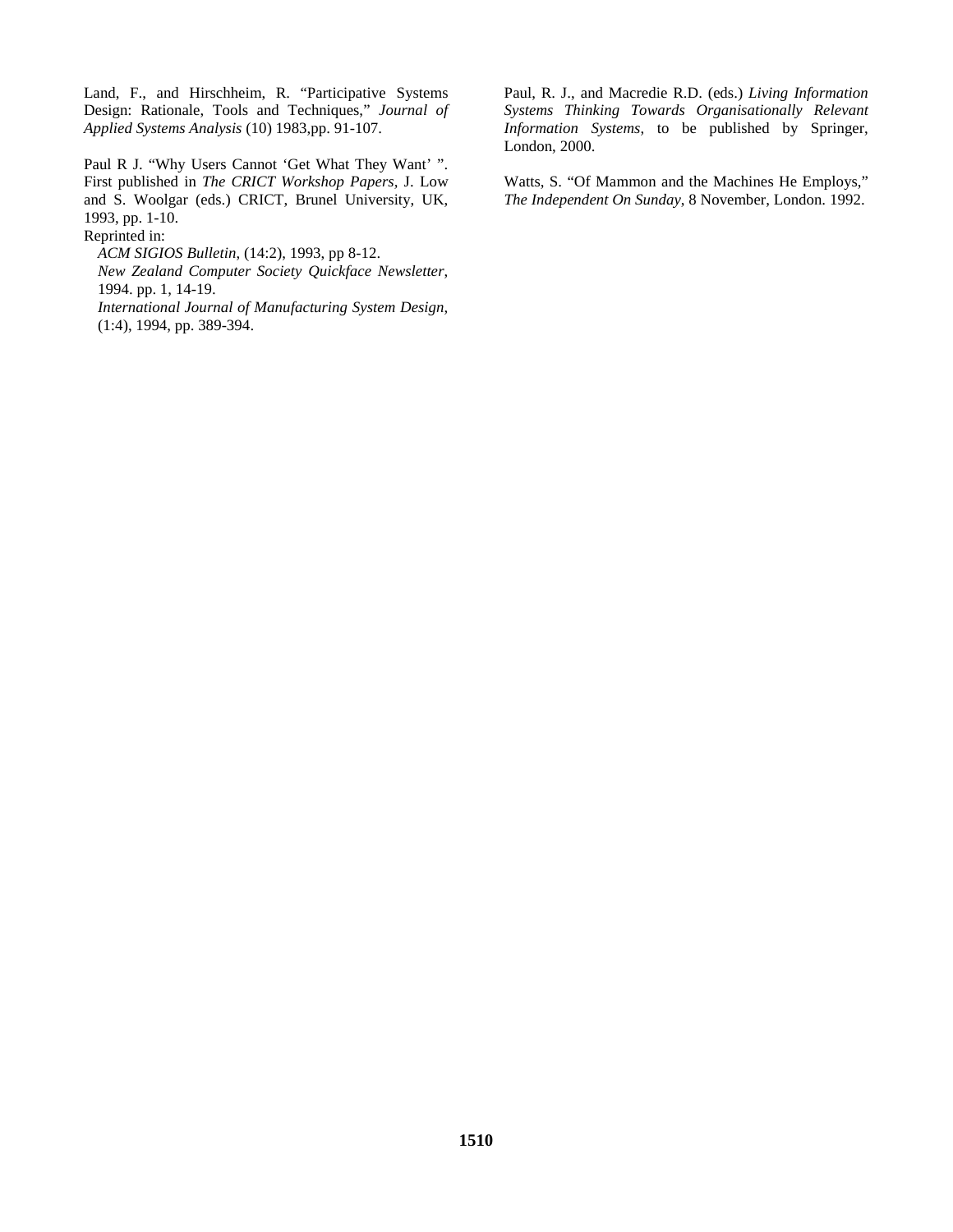Land, F., and Hirschheim, R. "Participative Systems Design: Rationale, Tools and Techniques," *Journal of Applied Systems Analysis* (10) 1983,pp. 91-107.

Paul R J. "Why Users Cannot 'Get What They Want' ". First published in *The CRICT Workshop Papers,* J. Low and S. Woolgar (eds.) CRICT, Brunel University, UK, 1993, pp. 1-10.
Reprinted in:
*ACM SIGIOS Bulletin*, (14:2), 1993, pp 8-12.
*New Zealand Computer Society Quickface Newsletter*, 1994. pp. 1, 14-19.
*International Journal of Manufacturing System Design*, (1:4), 1994, pp. 389-394.

Paul, R. J., and Macredie R.D. (eds.) *Living Information Systems Thinking Towards Organisationally Relevant Information Systems*, to be published by Springer, London, 2000.

Watts, S. "Of Mammon and the Machines He Employs," *The Independent On Sunday*, 8 November, London. 1992.